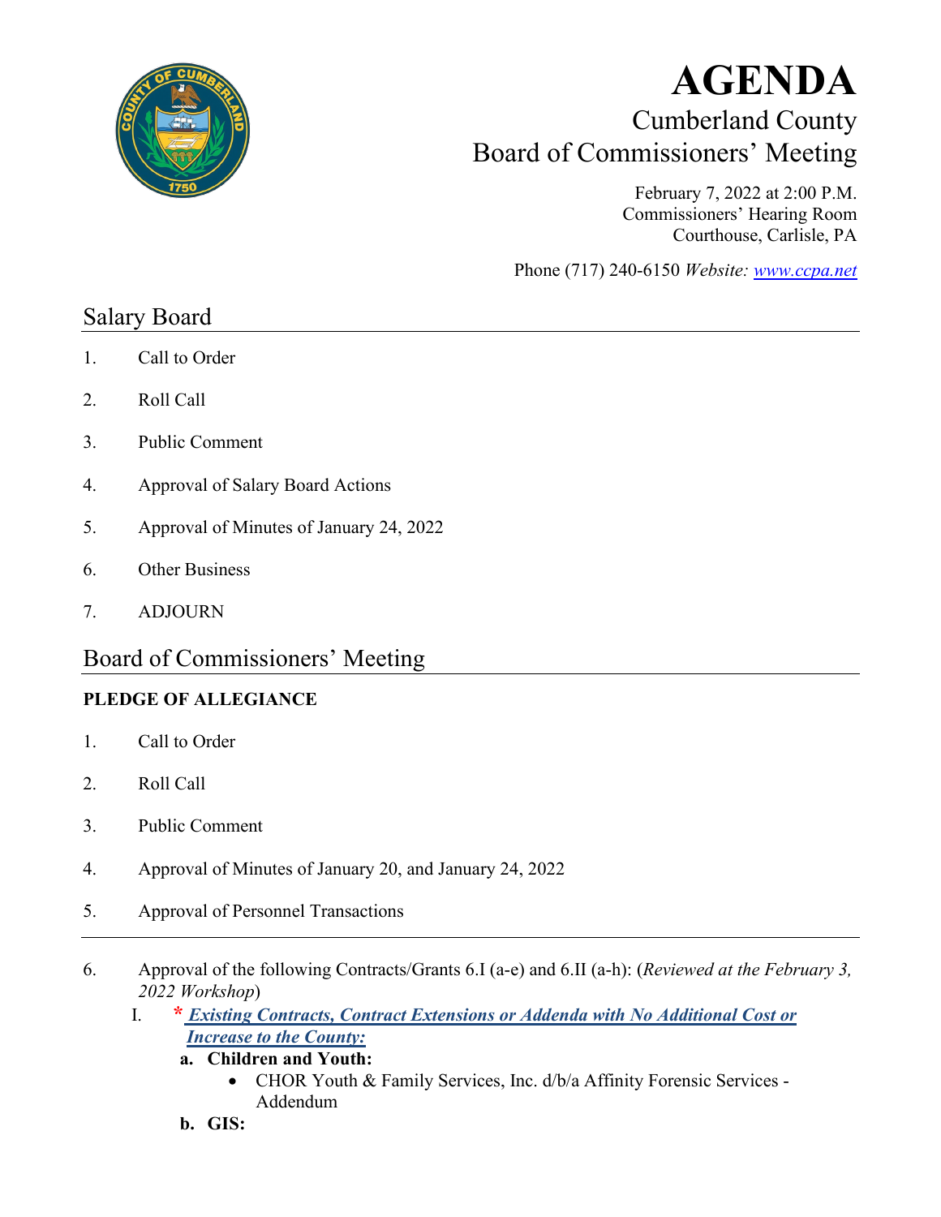# AGENDA

## Cumberland County
## Board of Commissioners' Meeting

February 7, 2022 at 2:00 P.M.
Commissioners' Hearing Room
Courthouse, Carlisle, PA

Phone (717) 240-6150 *Website: www.ccpa.net*

## Salary Board

1. Call to Order
2. Roll Call
3. Public Comment
4. Approval of Salary Board Actions
5. Approval of Minutes of January 24, 2022
6. Other Business
7. ADJOURN

## Board of Commissioners' Meeting

**PLEDGE OF ALLEGIANCE**

1. Call to Order
2. Roll Call
3. Public Comment
4. Approval of Minutes of January 20, and January 24, 2022
5. Approval of Personnel Transactions

---

6. Approval of the following Contracts/Grants 6.I (a-e) and 6.II (a-h): (*Reviewed at the February 3, 2022 Workshop*)

   I. * ***Existing Contracts, Contract Extensions or Addenda with No Additional Cost or Increase to the County:***

      **a. Children and Youth:**
      - CHOR Youth & Family Services, Inc. d/b/a Affinity Forensic Services - Addendum

      **b. GIS:**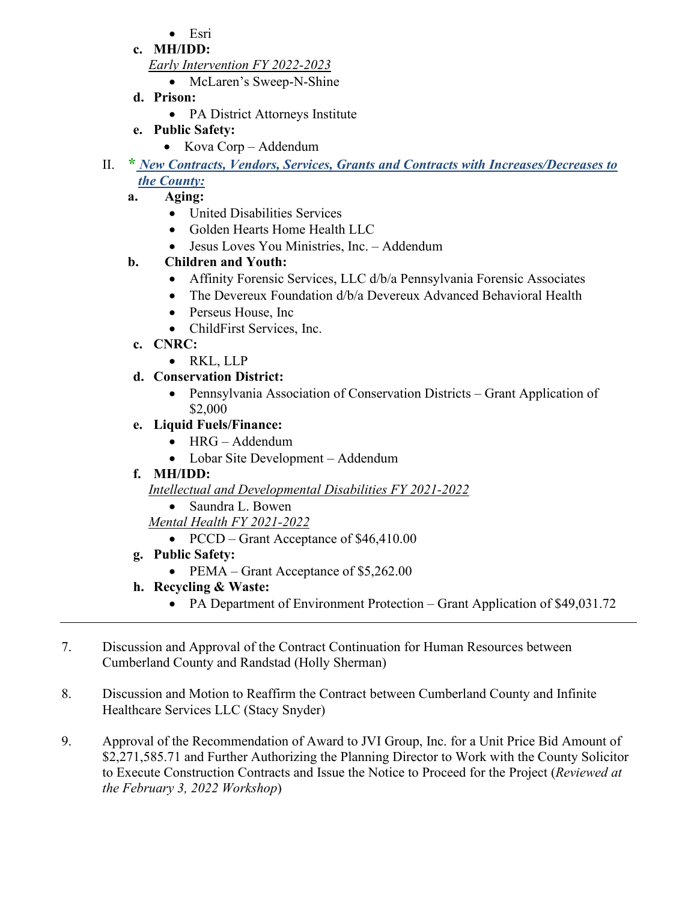- Esri

**c. MH/IDD:**

<u>*Early Intervention FY 2022-2023*</u>

- McLaren's Sweep-N-Shine

**d. Prison:**

- PA District Attorneys Institute

**e. Public Safety:**

- Kova Corp – Addendum

II. * ***New Contracts, Vendors, Services, Grants and Contracts with Increases/Decreases to the County:***

**a. Aging:**

- United Disabilities Services
- Golden Hearts Home Health LLC
- Jesus Loves You Ministries, Inc. – Addendum

**b. Children and Youth:**

- Affinity Forensic Services, LLC d/b/a Pennsylvania Forensic Associates
- The Devereux Foundation d/b/a Devereux Advanced Behavioral Health
- Perseus House, Inc
- ChildFirst Services, Inc.

**c. CNRC:**

- RKL, LLP

**d. Conservation District:**

- Pennsylvania Association of Conservation Districts – Grant Application of $2,000

**e. Liquid Fuels/Finance:**

- HRG – Addendum
- Lobar Site Development – Addendum

**f. MH/IDD:**

<u>*Intellectual and Developmental Disabilities FY 2021-2022*</u>

- Saundra L. Bowen

<u>*Mental Health FY 2021-2022*</u>

- PCCD – Grant Acceptance of $46,410.00

**g. Public Safety:**

- PEMA – Grant Acceptance of $5,262.00

**h. Recycling & Waste:**

- PA Department of Environment Protection – Grant Application of $49,031.72

---

7. Discussion and Approval of the Contract Continuation for Human Resources between Cumberland County and Randstad (Holly Sherman)

8. Discussion and Motion to Reaffirm the Contract between Cumberland County and Infinite Healthcare Services LLC (Stacy Snyder)

9. Approval of the Recommendation of Award to JVI Group, Inc. for a Unit Price Bid Amount of $2,271,585.71 and Further Authorizing the Planning Director to Work with the County Solicitor to Execute Construction Contracts and Issue the Notice to Proceed for the Project (*Reviewed at the February 3, 2022 Workshop*)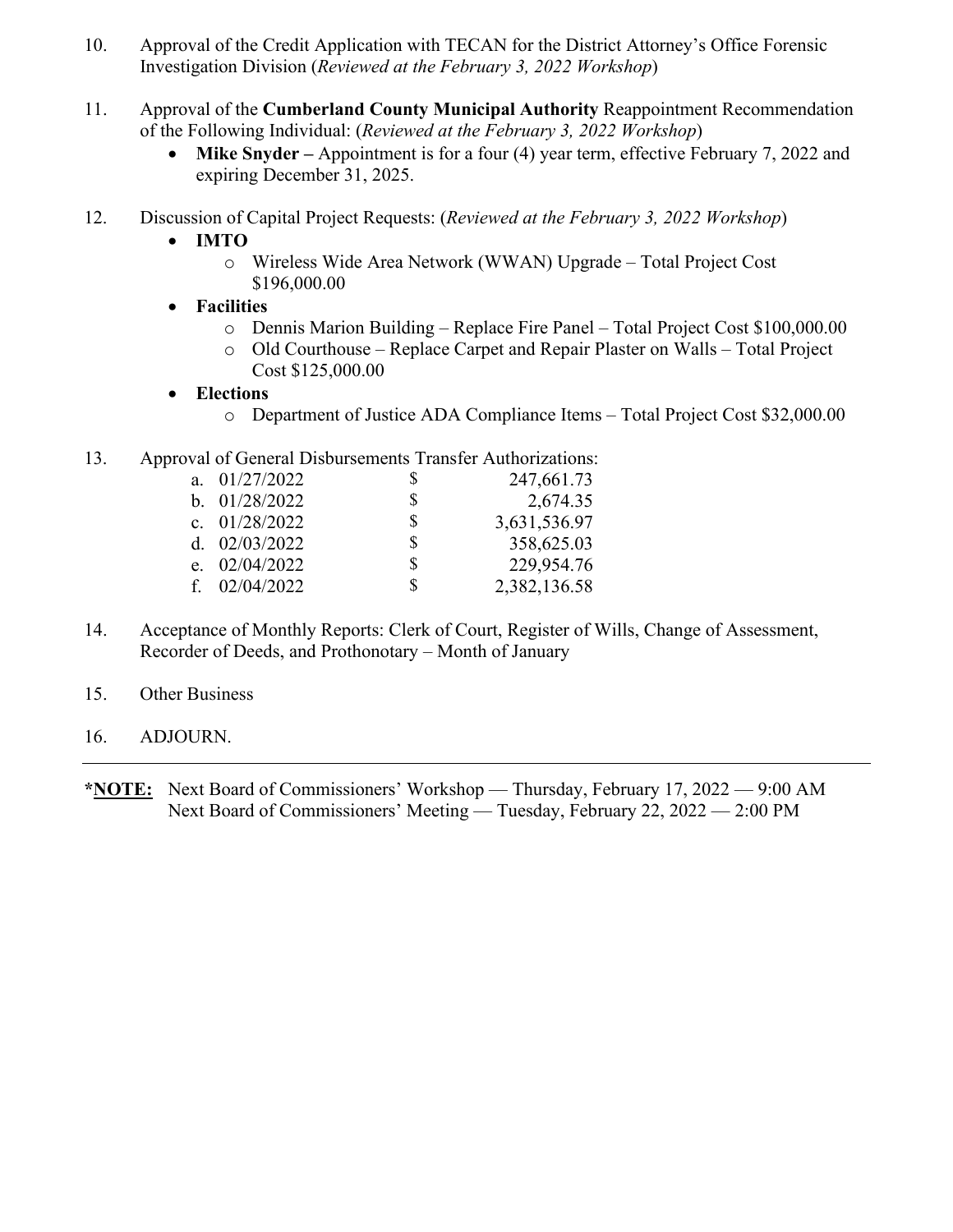10. Approval of the Credit Application with TECAN for the District Attorney's Office Forensic Investigation Division (*Reviewed at the February 3, 2022 Workshop*)

11. Approval of the **Cumberland County Municipal Authority** Reappointment Recommendation of the Following Individual: (*Reviewed at the February 3, 2022 Workshop*)
    - **Mike Snyder –** Appointment is for a four (4) year term, effective February 7, 2022 and expiring December 31, 2025.

12. Discussion of Capital Project Requests: (*Reviewed at the February 3, 2022 Workshop*)
    - **IMTO**
        - Wireless Wide Area Network (WWAN) Upgrade – Total Project Cost $196,000.00
    - **Facilities**
        - Dennis Marion Building – Replace Fire Panel – Total Project Cost $100,000.00
        - Old Courthouse – Replace Carpet and Repair Plaster on Walls – Total Project Cost $125,000.00
    - **Elections**
        - Department of Justice ADA Compliance Items – Total Project Cost $32,000.00

13. Approval of General Disbursements Transfer Authorizations:

| | | |
|---|---|---|
| a. 01/27/2022 | $ | 247,661.73 |
| b. 01/28/2022 | $ | 2,674.35 |
| c. 01/28/2022 | $ | 3,631,536.97 |
| d. 02/03/2022 | $ | 358,625.03 |
| e. 02/04/2022 | $ | 229,954.76 |
| f. 02/04/2022 | $ | 2,382,136.58 |

14. Acceptance of Monthly Reports: Clerk of Court, Register of Wills, Change of Assessment, Recorder of Deeds, and Prothonotary – Month of January

15. Other Business

16. ADJOURN.

---

***NOTE:** Next Board of Commissioners' Workshop — Thursday, February 17, 2022 — 9:00 AM
Next Board of Commissioners' Meeting — Tuesday, February 22, 2022 — 2:00 PM